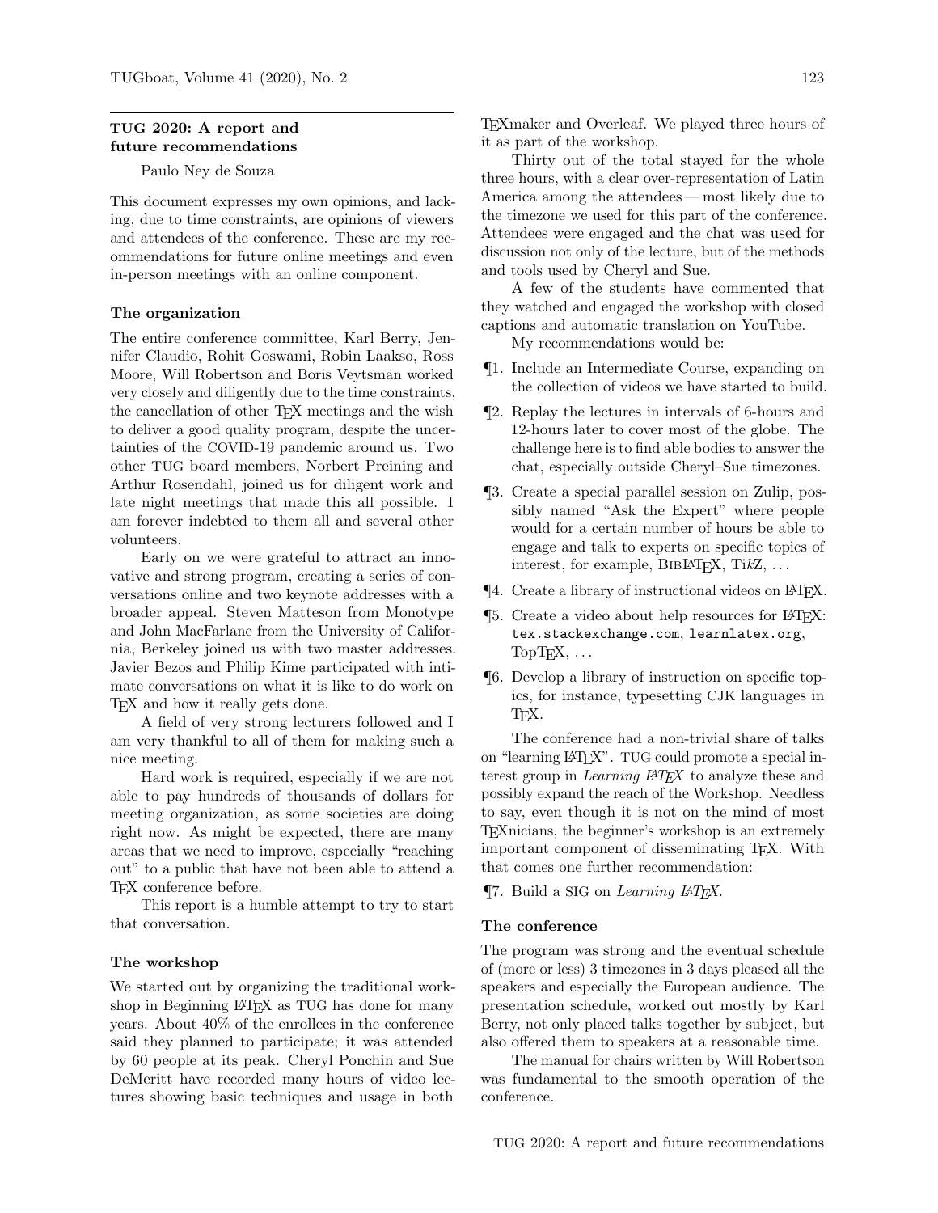# TUG 2020: A report and future recommendations

Paulo Ney de Souza

This document expresses my own opinions, and lacking, due to time constraints, are opinions of viewers and attendees of the conference. These are my recommendations for future online meetings and even in-person meetings with an online component.

### The organization

The entire conference committee, Karl Berry, Jennifer Claudio, Rohit Goswami, Robin Laakso, Ross Moore, Will Robertson and Boris Veytsman worked very closely and diligently due to the time constraints, the cancellation of other TeX meetings and the wish to deliver a good quality program, despite the uncertainties of the COVID-19 pandemic around us. Two other TUG board members, Norbert Preining and Arthur Rosendahl, joined us for diligent work and late night meetings that made this all possible. I am forever indebted to them all and several other volunteers.

Early on we were grateful to attract an innovative and strong program, creating a series of conversations online and two keynote addresses with a broader appeal. Steven Matteson from Monotype and John MacFarlane from the University of California, Berkeley joined us with two master addresses. Javier Bezos and Philip Kime participated with intimate conversations on what it is like to do work on TeX and how it really gets done.

A field of very strong lecturers followed and I am very thankful to all of them for making such a nice meeting.

Hard work is required, especially if we are not able to pay hundreds of thousands of dollars for meeting organization, as some societies are doing right now. As might be expected, there are many areas that we need to improve, especially "reaching out" to a public that have not been able to attend a TeX conference before.

This report is a humble attempt to try to start that conversation.

### The workshop

We started out by organizing the traditional workshop in Beginning LaTeX as TUG has done for many years. About 40% of the enrollees in the conference said they planned to participate; it was attended by 60 people at its peak. Cheryl Ponchin and Sue DeMeritt have recorded many hours of video lectures showing basic techniques and usage in both TeXmaker and Overleaf. We played three hours of it as part of the workshop.

Thirty out of the total stayed for the whole three hours, with a clear over-representation of Latin America among the attendees — most likely due to the timezone we used for this part of the conference. Attendees were engaged and the chat was used for discussion not only of the lecture, but of the methods and tools used by Cheryl and Sue.

A few of the students have commented that they watched and engaged the workshop with closed captions and automatic translation on YouTube.

My recommendations would be:

¶1. Include an Intermediate Course, expanding on the collection of videos we have started to build.

¶2. Replay the lectures in intervals of 6-hours and 12-hours later to cover most of the globe. The challenge here is to find able bodies to answer the chat, especially outside Cheryl–Sue timezones.

¶3. Create a special parallel session on Zulip, possibly named "Ask the Expert" where people would for a certain number of hours be able to engage and talk to experts on specific topics of interest, for example, BibLaTeX, TikZ, ...

¶4. Create a library of instructional videos on LaTeX.

¶5. Create a video about help resources for LaTeX: `tex.stackexchange.com`, `learnlatex.org`, TopTeX, ...

¶6. Develop a library of instruction on specific topics, for instance, typesetting CJK languages in TeX.

The conference had a non-trivial share of talks on "learning LaTeX". TUG could promote a special interest group in *Learning LaTeX* to analyze these and possibly expand the reach of the Workshop. Needless to say, even though it is not on the mind of most TeXnicians, the beginner's workshop is an extremely important component of disseminating TeX. With that comes one further recommendation:

¶7. Build a SIG on *Learning LaTeX*.

### The conference

The program was strong and the eventual schedule of (more or less) 3 timezones in 3 days pleased all the speakers and especially the European audience. The presentation schedule, worked out mostly by Karl Berry, not only placed talks together by subject, but also offered them to speakers at a reasonable time.

The manual for chairs written by Will Robertson was fundamental to the smooth operation of the conference.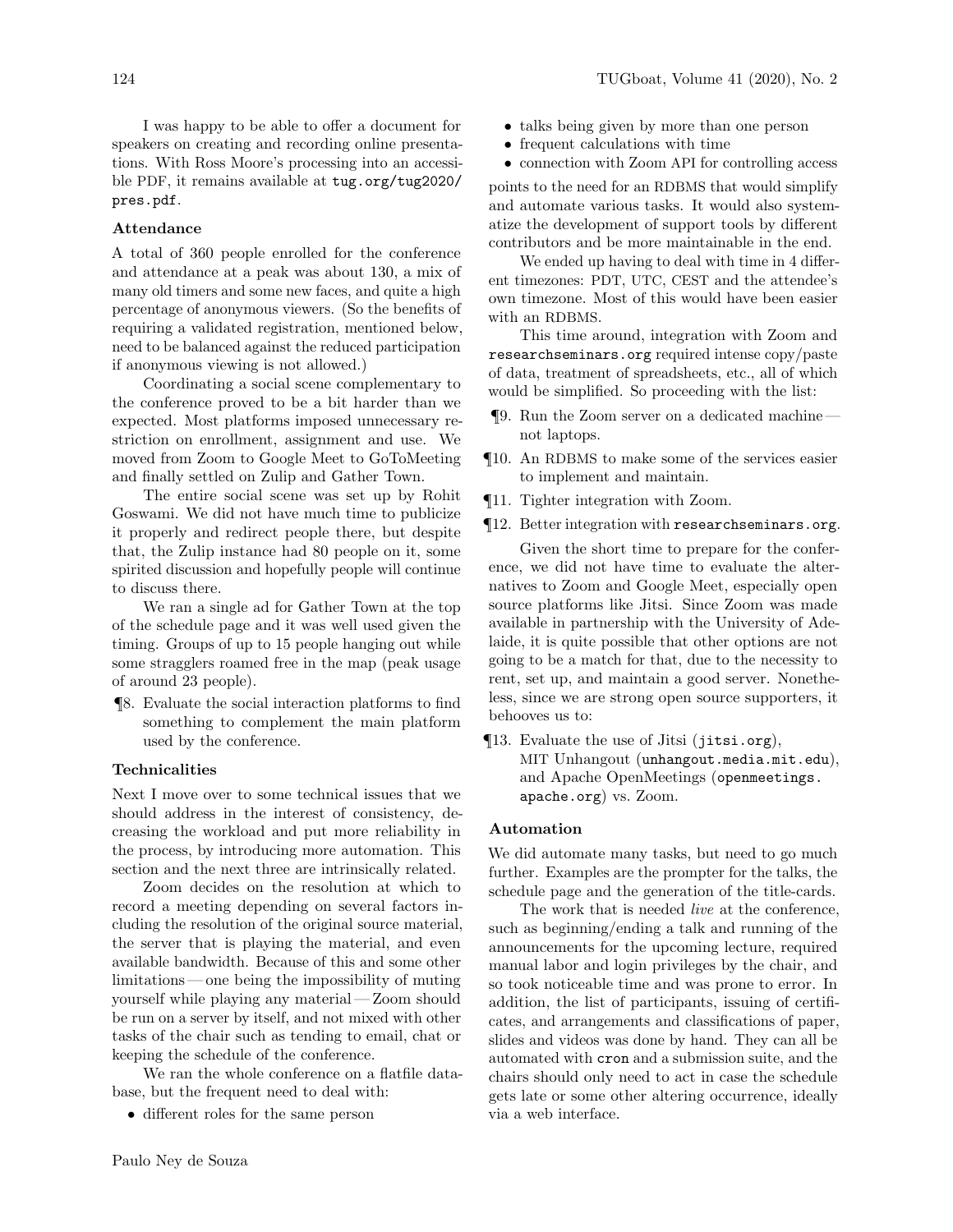I was happy to be able to offer a document for speakers on creating and recording online presentations. With Ross Moore's processing into an accessible PDF, it remains available at `tug.org/tug2020/pres.pdf`.

### Attendance

A total of 360 people enrolled for the conference and attendance at a peak was about 130, a mix of many old timers and some new faces, and quite a high percentage of anonymous viewers. (So the benefits of requiring a validated registration, mentioned below, need to be balanced against the reduced participation if anonymous viewing is not allowed.)

Coordinating a social scene complementary to the conference proved to be a bit harder than we expected. Most platforms imposed unnecessary restriction on enrollment, assignment and use. We moved from Zoom to Google Meet to GoToMeeting and finally settled on Zulip and Gather Town.

The entire social scene was set up by Rohit Goswami. We did not have much time to publicize it properly and redirect people there, but despite that, the Zulip instance had 80 people on it, some spirited discussion and hopefully people will continue to discuss there.

We ran a single ad for Gather Town at the top of the schedule page and it was well used given the timing. Groups of up to 15 people hanging out while some stragglers roamed free in the map (peak usage of around 23 people).

¶8. Evaluate the social interaction platforms to find something to complement the main platform used by the conference.

### Technicalities

Next I move over to some technical issues that we should address in the interest of consistency, decreasing the workload and put more reliability in the process, by introducing more automation. This section and the next three are intrinsically related.

Zoom decides on the resolution at which to record a meeting depending on several factors including the resolution of the original source material, the server that is playing the material, and even available bandwidth. Because of this and some other limitations — one being the impossibility of muting yourself while playing any material — Zoom should be run on a server by itself, and not mixed with other tasks of the chair such as tending to email, chat or keeping the schedule of the conference.

We ran the whole conference on a flatfile database, but the frequent need to deal with:

- different roles for the same person
- talks being given by more than one person
- frequent calculations with time
- connection with Zoom API for controlling access

points to the need for an RDBMS that would simplify and automate various tasks. It would also systematize the development of support tools by different contributors and be more maintainable in the end.

We ended up having to deal with time in 4 different timezones: PDT, UTC, CEST and the attendee's own timezone. Most of this would have been easier with an RDBMS.

This time around, integration with Zoom and `researchseminars.org` required intense copy/paste of data, treatment of spreadsheets, etc., all of which would be simplified. So proceeding with the list:

¶9. Run the Zoom server on a dedicated machine — not laptops.

¶10. An RDBMS to make some of the services easier to implement and maintain.

¶11. Tighter integration with Zoom.

¶12. Better integration with `researchseminars.org`.

Given the short time to prepare for the conference, we did not have time to evaluate the alternatives to Zoom and Google Meet, especially open source platforms like Jitsi. Since Zoom was made available in partnership with the University of Adelaide, it is quite possible that other options are not going to be a match for that, due to the necessity to rent, set up, and maintain a good server. Nonetheless, since we are strong open source supporters, it behooves us to:

¶13. Evaluate the use of Jitsi (`jitsi.org`), MIT Unhangout (`unhangout.media.mit.edu`), and Apache OpenMeetings (`openmeetings.apache.org`) vs. Zoom.

### Automation

We did automate many tasks, but need to go much further. Examples are the prompter for the talks, the schedule page and the generation of the title-cards.

The work that is needed *live* at the conference, such as beginning/ending a talk and running of the announcements for the upcoming lecture, required manual labor and login privileges by the chair, and so took noticeable time and was prone to error. In addition, the list of participants, issuing of certificates, and arrangements and classifications of paper, slides and videos was done by hand. They can all be automated with `cron` and a submission suite, and the chairs should only need to act in case the schedule gets late or some other altering occurrence, ideally via a web interface.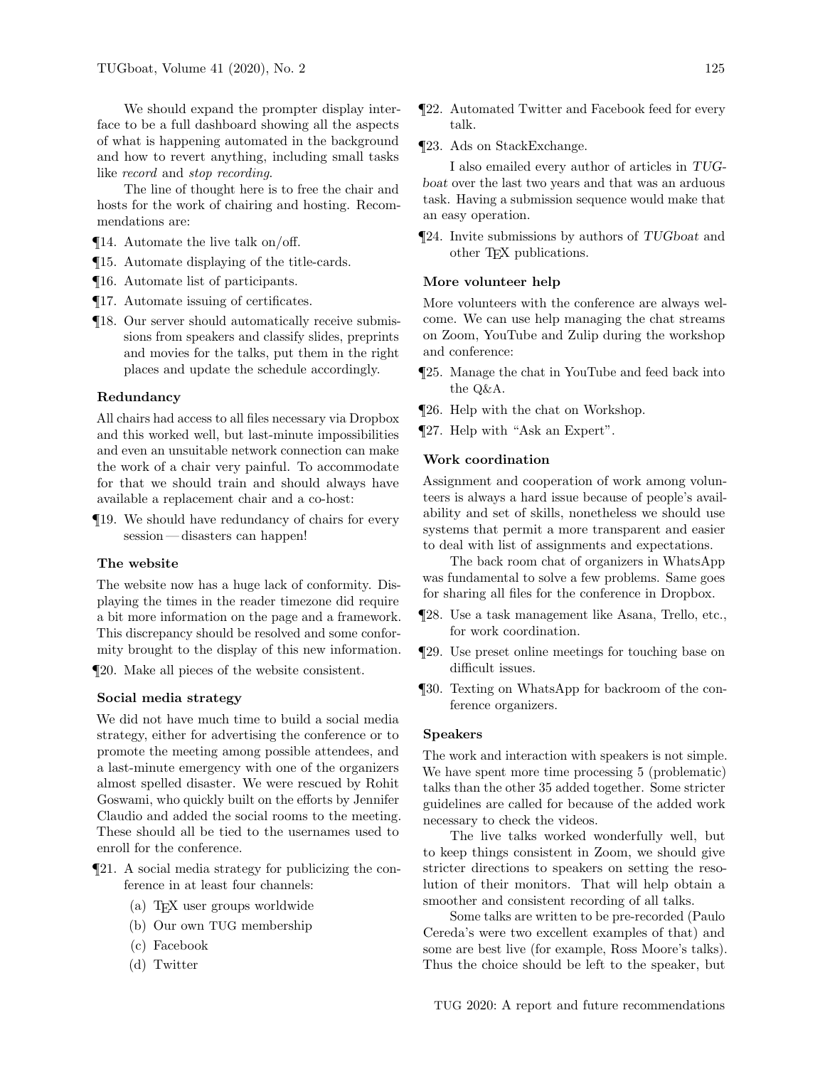We should expand the prompter display interface to be a full dashboard showing all the aspects of what is happening automated in the background and how to revert anything, including small tasks like *record* and *stop recording*.

The line of thought here is to free the chair and hosts for the work of chairing and hosting. Recommendations are:

¶14. Automate the live talk on/off.

¶15. Automate displaying of the title-cards.

¶16. Automate list of participants.

¶17. Automate issuing of certificates.

¶18. Our server should automatically receive submissions from speakers and classify slides, preprints and movies for the talks, put them in the right places and update the schedule accordingly.

**Redundancy**

All chairs had access to all files necessary via Dropbox and this worked well, but last-minute impossibilities and even an unsuitable network connection can make the work of a chair very painful. To accommodate for that we should train and should always have available a replacement chair and a co-host:

¶19. We should have redundancy of chairs for every session — disasters can happen!

**The website**

The website now has a huge lack of conformity. Displaying the times in the reader timezone did require a bit more information on the page and a framework. This discrepancy should be resolved and some conformity brought to the display of this new information.

¶20. Make all pieces of the website consistent.

**Social media strategy**

We did not have much time to build a social media strategy, either for advertising the conference or to promote the meeting among possible attendees, and a last-minute emergency with one of the organizers almost spelled disaster. We were rescued by Rohit Goswami, who quickly built on the efforts by Jennifer Claudio and added the social rooms to the meeting. These should all be tied to the usernames used to enroll for the conference.

¶21. A social media strategy for publicizing the conference in at least four channels:

   (a) TEX user groups worldwide
   (b) Our own TUG membership
   (c) Facebook
   (d) Twitter

¶22. Automated Twitter and Facebook feed for every talk.

¶23. Ads on StackExchange.

I also emailed every author of articles in *TUGboat* over the last two years and that was an arduous task. Having a submission sequence would make that an easy operation.

¶24. Invite submissions by authors of *TUGboat* and other TEX publications.

**More volunteer help**

More volunteers with the conference are always welcome. We can use help managing the chat streams on Zoom, YouTube and Zulip during the workshop and conference:

¶25. Manage the chat in YouTube and feed back into the Q&A.

¶26. Help with the chat on Workshop.

¶27. Help with "Ask an Expert".

**Work coordination**

Assignment and cooperation of work among volunteers is always a hard issue because of people's availability and set of skills, nonetheless we should use systems that permit a more transparent and easier to deal with list of assignments and expectations.

The back room chat of organizers in WhatsApp was fundamental to solve a few problems. Same goes for sharing all files for the conference in Dropbox.

¶28. Use a task management like Asana, Trello, etc., for work coordination.

¶29. Use preset online meetings for touching base on difficult issues.

¶30. Texting on WhatsApp for backroom of the conference organizers.

**Speakers**

The work and interaction with speakers is not simple. We have spent more time processing 5 (problematic) talks than the other 35 added together. Some stricter guidelines are called for because of the added work necessary to check the videos.

The live talks worked wonderfully well, but to keep things consistent in Zoom, we should give stricter directions to speakers on setting the resolution of their monitors. That will help obtain a smoother and consistent recording of all talks.

Some talks are written to be pre-recorded (Paulo Cereda's were two excellent examples of that) and some are best live (for example, Ross Moore's talks). Thus the choice should be left to the speaker, but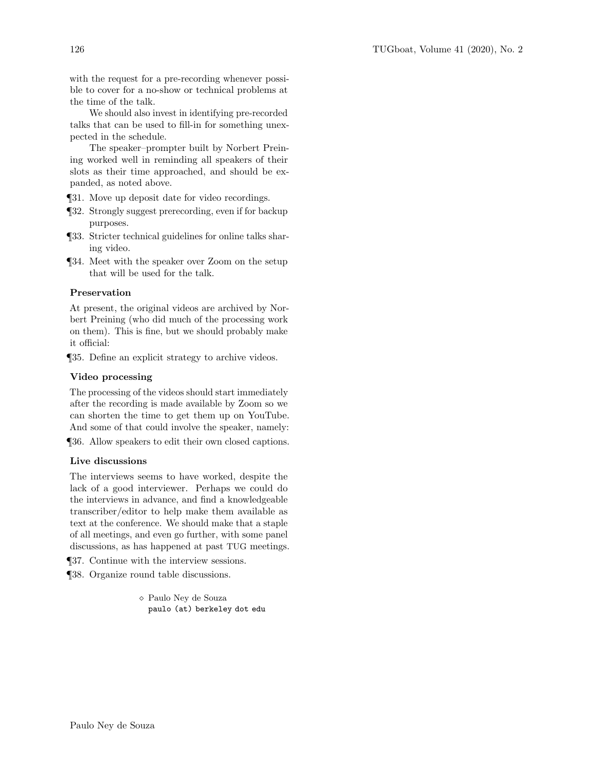with the request for a pre-recording whenever possible to cover for a no-show or technical problems at the time of the talk.

We should also invest in identifying pre-recorded talks that can be used to fill-in for something unexpected in the schedule.

The speaker–prompter built by Norbert Preining worked well in reminding all speakers of their slots as their time approached, and should be expanded, as noted above.

¶31. Move up deposit date for video recordings.

¶32. Strongly suggest prerecording, even if for backup purposes.

¶33. Stricter technical guidelines for online talks sharing video.

¶34. Meet with the speaker over Zoom on the setup that will be used for the talk.

### Preservation

At present, the original videos are archived by Norbert Preining (who did much of the processing work on them). This is fine, but we should probably make it official:

¶35. Define an explicit strategy to archive videos.

### Video processing

The processing of the videos should start immediately after the recording is made available by Zoom so we can shorten the time to get them up on YouTube. And some of that could involve the speaker, namely:

¶36. Allow speakers to edit their own closed captions.

### Live discussions

The interviews seems to have worked, despite the lack of a good interviewer. Perhaps we could do the interviews in advance, and find a knowledgeable transcriber/editor to help make them available as text at the conference. We should make that a staple of all meetings, and even go further, with some panel discussions, as has happened at past TUG meetings.

¶37. Continue with the interview sessions.

¶38. Organize round table discussions.

⋄ Paulo Ney de Souza
`paulo (at) berkeley dot edu`